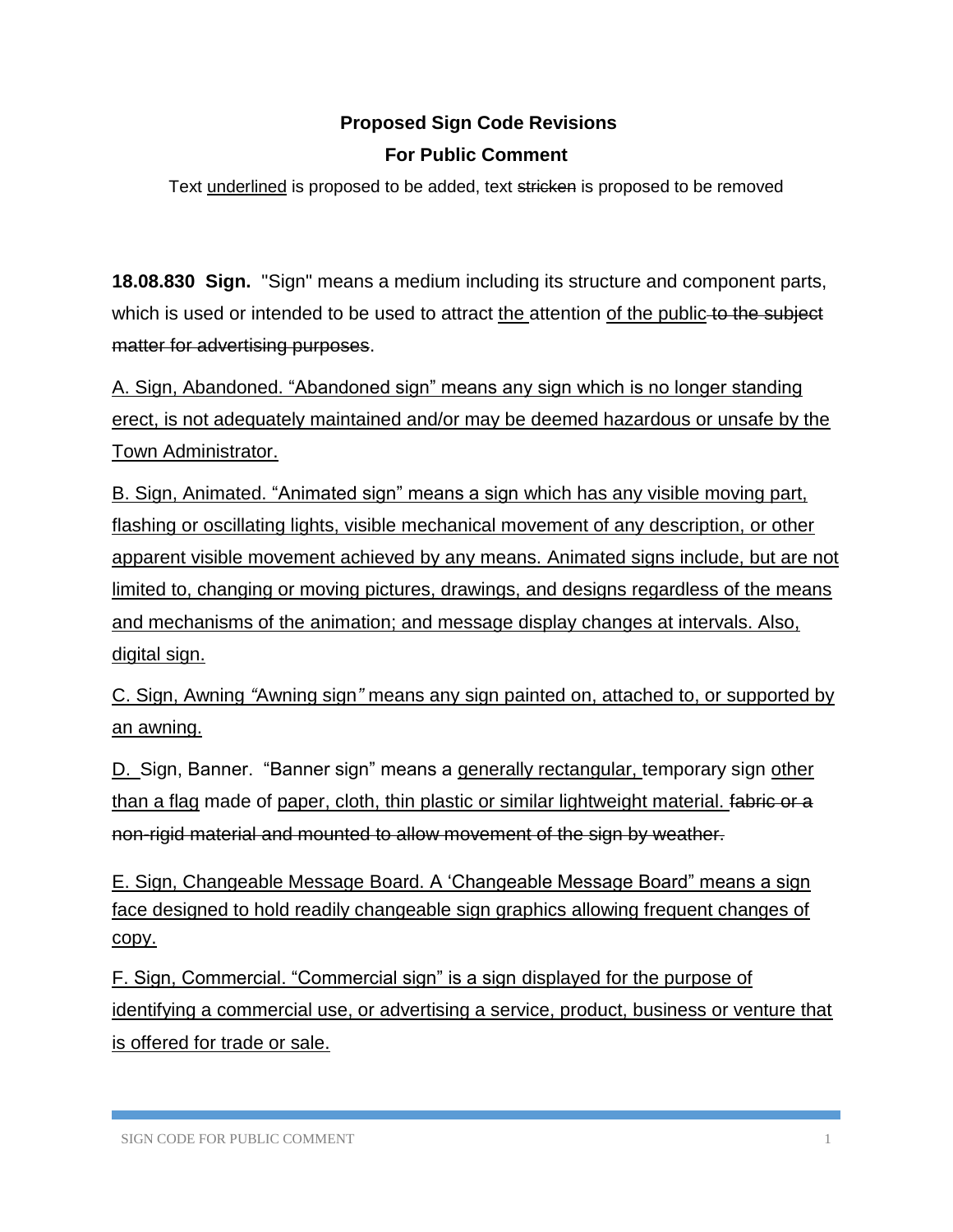**Proposed Sign Code Revisions**

**For Public Comment**

Text <u>underlined</u> is proposed to be added, text ~~stricken~~ is proposed to be removed

**18.08.830 Sign.** "Sign" means a medium including its structure and component parts, which is used or intended to be used to attract <u>the</u> attention <u>of the public</u> ~~to the subject matter for advertising purposes~~.

<u>A. Sign, Abandoned. "Abandoned sign" means any sign which is no longer standing erect, is not adequately maintained and/or may be deemed hazardous or unsafe by the Town Administrator.</u>

<u>B. Sign, Animated. "Animated sign" means a sign which has any visible moving part, flashing or oscillating lights, visible mechanical movement of any description, or other apparent visible movement achieved by any means. Animated signs include, but are not limited to, changing or moving pictures, drawings, and designs regardless of the means and mechanisms of the animation; and message display changes at intervals. Also, digital sign.</u>

<u>C. Sign, Awning *"*Awning sign*"* means any sign painted on, attached to, or supported by an awning.</u>

<u>D.</u> Sign, Banner. "Banner sign" means a <u>generally rectangular,</u> temporary sign <u>other than a flag</u> made of <u>paper, cloth, thin plastic or similar lightweight material.</u> ~~fabric or a non-rigid material and mounted to allow movement of the sign by weather.~~

<u>E. Sign, Changeable Message Board. A 'Changeable Message Board" means a sign face designed to hold readily changeable sign graphics allowing frequent changes of copy.</u>

<u>F. Sign, Commercial. "Commercial sign" is a sign displayed for the purpose of identifying a commercial use, or advertising a service, product, business or venture that is offered for trade or sale.</u>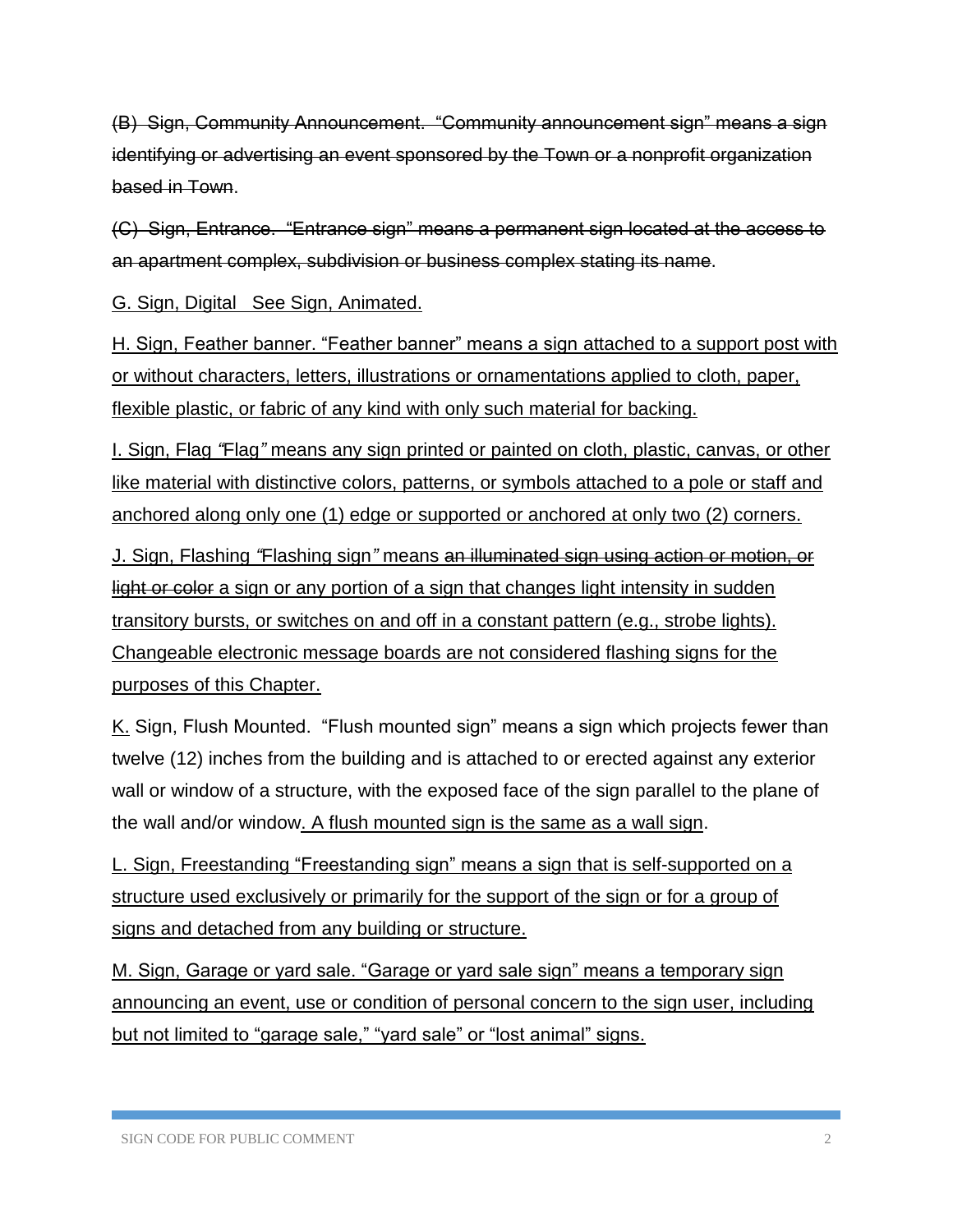~~(B) Sign, Community Announcement. "Community announcement sign" means a sign identifying or advertising an event sponsored by the Town or a nonprofit organization based in Town~~.

~~(C) Sign, Entrance. "Entrance sign" means a permanent sign located at the access to an apartment complex, subdivision or business complex stating its name~~.

<u>G. Sign, Digital See Sign, Animated.</u>

<u>H. Sign, Feather banner. "Feather banner" means a sign attached to a support post with or without characters, letters, illustrations or ornamentations applied to cloth, paper, flexible plastic, or fabric of any kind with only such material for backing.</u>

<u>I. Sign, Flag *"*Flag*"* means any sign printed or painted on cloth, plastic, canvas, or other like material with distinctive colors, patterns, or symbols attached to a pole or staff and anchored along only one (1) edge or supported or anchored at only two (2) corners.</u>

<u>J. Sign, Flashing *"*Flashing sign*"* means</u> ~~an illuminated sign using action or motion, or light or color~~ <u>a sign or any portion of a sign that changes light intensity in sudden transitory bursts, or switches on and off in a constant pattern (e.g., strobe lights). Changeable electronic message boards are not considered flashing signs for the purposes of this Chapter.</u>

<u>K.</u> Sign, Flush Mounted. "Flush mounted sign" means a sign which projects fewer than twelve (12) inches from the building and is attached to or erected against any exterior wall or window of a structure, with the exposed face of the sign parallel to the plane of the wall and/or window<u>. A flush mounted sign is the same as a wall sign</u>.

<u>L. Sign, Freestanding "Freestanding sign" means a sign that is self-supported on a structure used exclusively or primarily for the support of the sign or for a group of signs and detached from any building or structure.</u>

<u>M. Sign, Garage or yard sale. "Garage or yard sale sign" means a temporary sign announcing an event, use or condition of personal concern to the sign user, including but not limited to "garage sale," "yard sale" or "lost animal" signs.</u>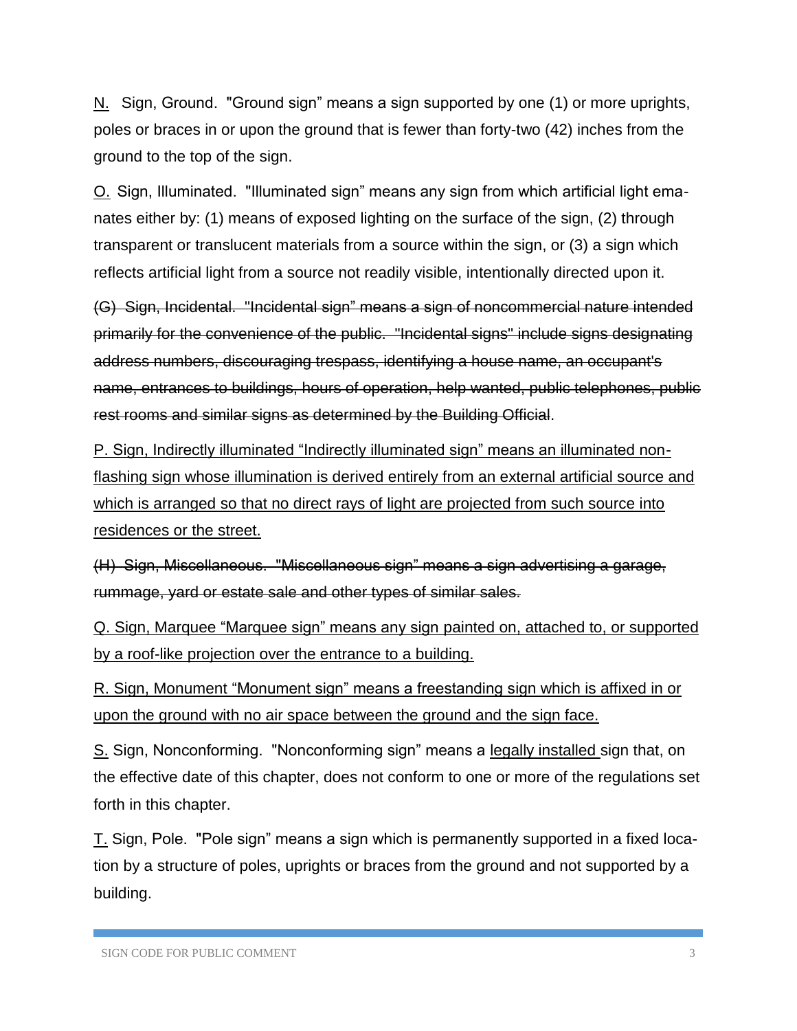<u>N.</u> Sign, Ground. "Ground sign" means a sign supported by one (1) or more uprights, poles or braces in or upon the ground that is fewer than forty-two (42) inches from the ground to the top of the sign.

<u>O.</u> Sign, Illuminated. "Illuminated sign" means any sign from which artificial light emanates either by: (1) means of exposed lighting on the surface of the sign, (2) through transparent or translucent materials from a source within the sign, or (3) a sign which reflects artificial light from a source not readily visible, intentionally directed upon it.

~~(G) Sign, Incidental. "Incidental sign" means a sign of noncommercial nature intended primarily for the convenience of the public. "Incidental signs" include signs designating address numbers, discouraging trespass, identifying a house name, an occupant's name, entrances to buildings, hours of operation, help wanted, public telephones, public rest rooms and similar signs as determined by the Building Official~~.

<u>P. Sign, Indirectly illuminated "Indirectly illuminated sign" means an illuminated non-flashing sign whose illumination is derived entirely from an external artificial source and which is arranged so that no direct rays of light are projected from such source into residences or the street.</u>

~~(H) Sign, Miscellaneous. "Miscellaneous sign" means a sign advertising a garage, rummage, yard or estate sale and other types of similar sales.~~

<u>Q. Sign, Marquee "Marquee sign" means any sign painted on, attached to, or supported by a roof-like projection over the entrance to a building.</u>

<u>R. Sign, Monument "Monument sign" means a freestanding sign which is affixed in or upon the ground with no air space between the ground and the sign face.</u>

<u>S.</u> Sign, Nonconforming. "Nonconforming sign" means a <u>legally installed</u> sign that, on the effective date of this chapter, does not conform to one or more of the regulations set forth in this chapter.

<u>T.</u> Sign, Pole. "Pole sign" means a sign which is permanently supported in a fixed location by a structure of poles, uprights or braces from the ground and not supported by a building.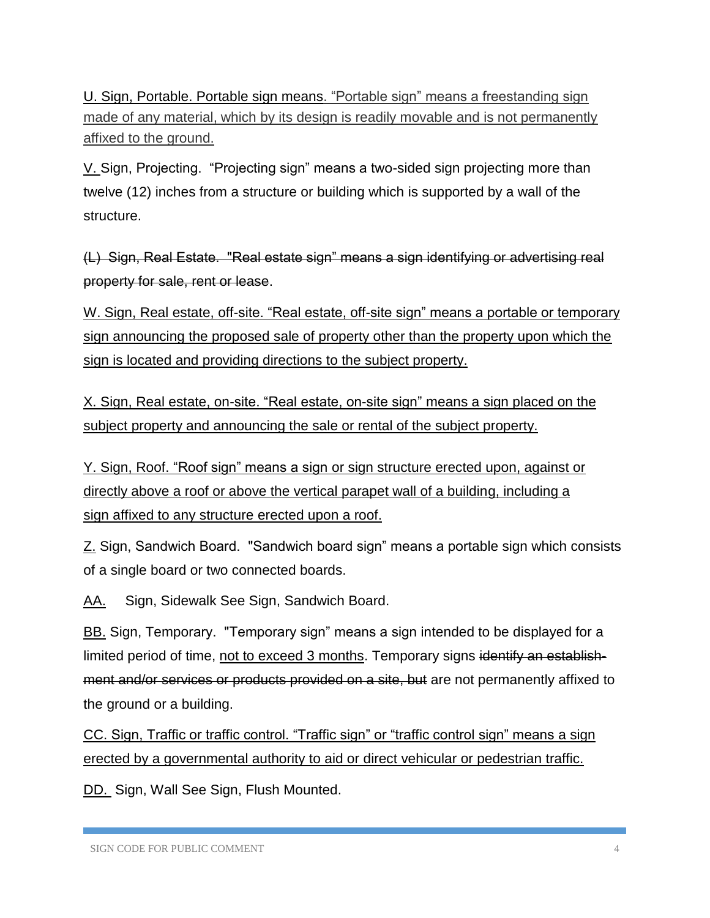<u>U. Sign, Portable. Portable sign means. "Portable sign" means a freestanding sign made of any material, which by its design is readily movable and is not permanently affixed to the ground.</u>

<u>V.</u> Sign, Projecting. "Projecting sign" means a two-sided sign projecting more than twelve (12) inches from a structure or building which is supported by a wall of the structure.

~~(L) Sign, Real Estate. "Real estate sign" means a sign identifying or advertising real property for sale, rent or lease~~.

<u>W. Sign, Real estate, off-site. "Real estate, off-site sign" means a portable or temporary sign announcing the proposed sale of property other than the property upon which the sign is located and providing directions to the subject property.</u>

<u>X. Sign, Real estate, on-site. "Real estate, on-site sign" means a sign placed on the subject property and announcing the sale or rental of the subject property.</u>

<u>Y. Sign, Roof. "Roof sign" means a sign or sign structure erected upon, against or directly above a roof or above the vertical parapet wall of a building, including a sign affixed to any structure erected upon a roof.</u>

<u>Z.</u> Sign, Sandwich Board. "Sandwich board sign" means a portable sign which consists of a single board or two connected boards.

<u>AA.</u> Sign, Sidewalk See Sign, Sandwich Board.

<u>BB.</u> Sign, Temporary. "Temporary sign" means a sign intended to be displayed for a limited period of time, <u>not to exceed 3 months</u>. Temporary signs ~~identify an establishment and/or services or products provided on a site, but~~ are not permanently affixed to the ground or a building.

<u>CC. Sign, Traffic or traffic control. "Traffic sign" or "traffic control sign" means a sign erected by a governmental authority to aid or direct vehicular or pedestrian traffic.</u>

<u>DD.</u> Sign, Wall See Sign, Flush Mounted.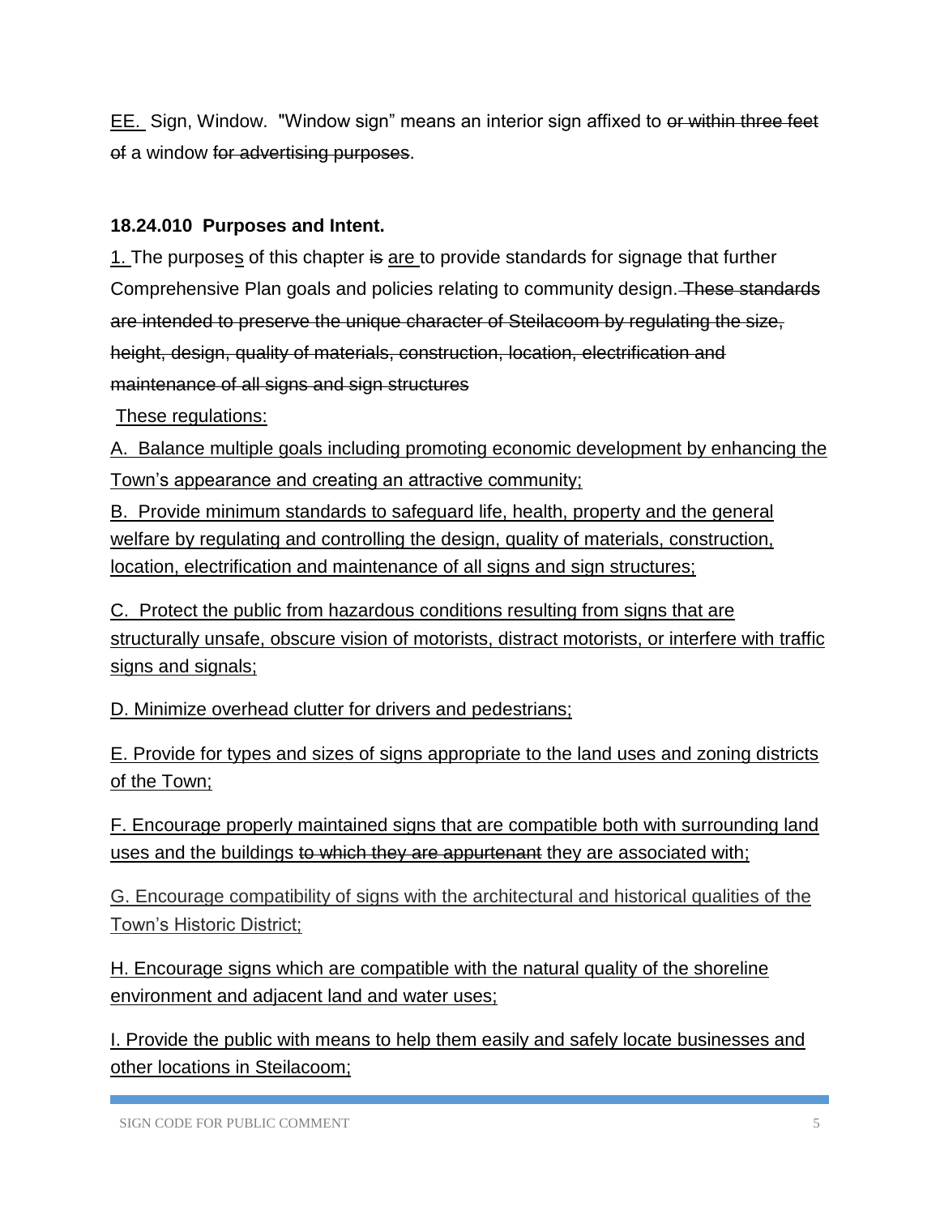<u>EE.</u> Sign, Window. "Window sign" means an interior sign affixed to ~~or within three feet of~~ a window ~~for advertising purposes~~.

**18.24.010 Purposes and Intent.**

<u>1.</u> The purpose<u>s</u> of this chapter ~~is~~ <u>are</u> to provide standards for signage that further Comprehensive Plan goals and policies relating to community design. ~~These standards are intended to preserve the unique character of Steilacoom by regulating the size, height, design, quality of materials, construction, location, electrification and maintenance of all signs and sign structures~~

<u>These regulations:</u>

<u>A. Balance multiple goals including promoting economic development by enhancing the Town's appearance and creating an attractive community;</u>

<u>B. Provide minimum standards to safeguard life, health, property and the general welfare by regulating and controlling the design, quality of materials, construction, location, electrification and maintenance of all signs and sign structures;</u>

<u>C. Protect the public from hazardous conditions resulting from signs that are structurally unsafe, obscure vision of motorists, distract motorists, or interfere with traffic signs and signals;</u>

<u>D. Minimize overhead clutter for drivers and pedestrians;</u>

<u>E. Provide for types and sizes of signs appropriate to the land uses and zoning districts of the Town;</u>

<u>F. Encourage properly maintained signs that are compatible both with surrounding land uses and the buildings ~~to which they are appurtenant~~ they are associated with;</u>

<u>G. Encourage compatibility of signs with the architectural and historical qualities of the Town's Historic District;</u>

<u>H. Encourage signs which are compatible with the natural quality of the shoreline environment and adjacent land and water uses;</u>

<u>I. Provide the public with means to help them easily and safely locate businesses and other locations in Steilacoom;</u>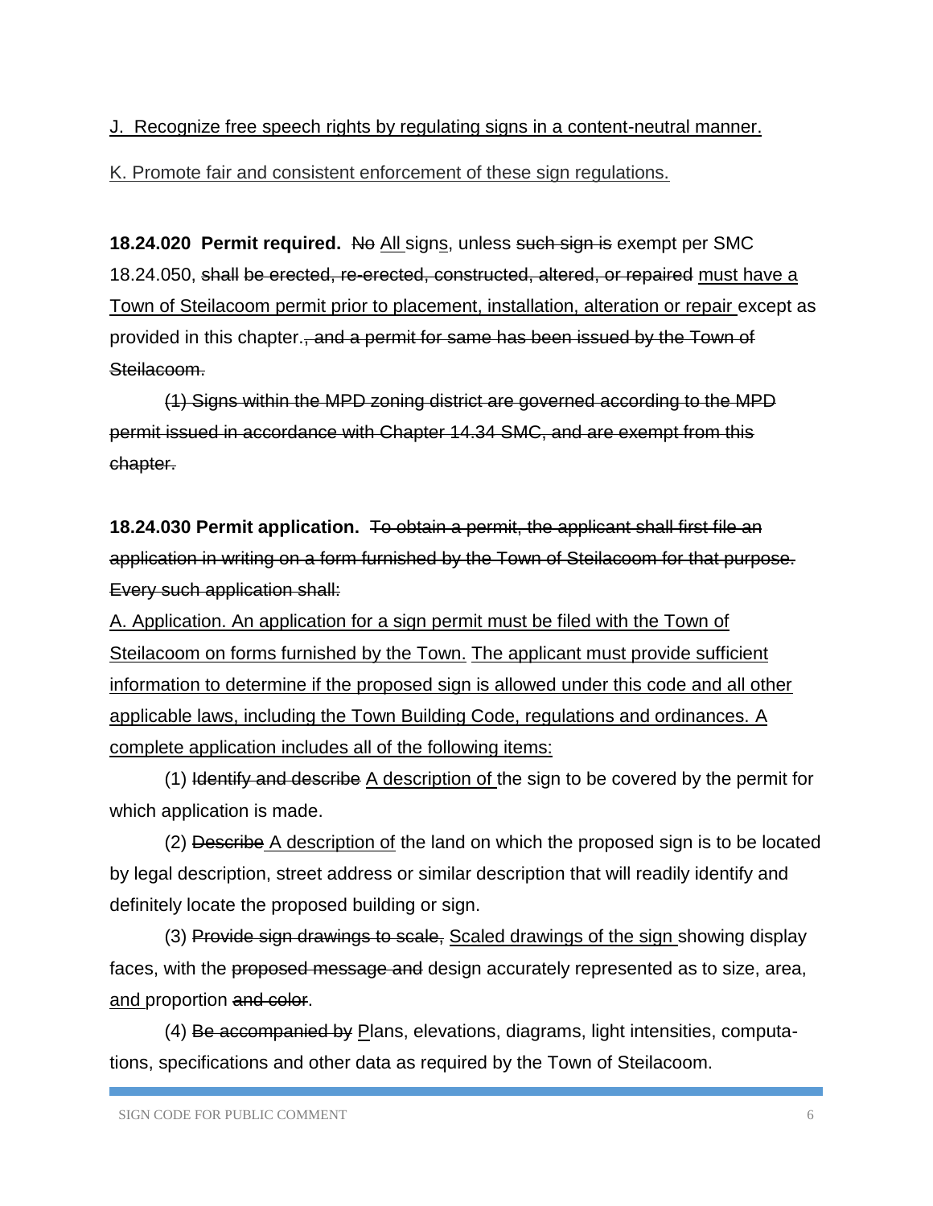<u>J. Recognize free speech rights by regulating signs in a content-neutral manner.</u>

<u>K. Promote fair and consistent enforcement of these sign regulations.</u>

**18.24.020 Permit required.** ~~No~~ <u>All</u> sign<u>s</u>, unless ~~such sign is~~ exempt per SMC 18.24.050, ~~shall be erected, re-erected, constructed, altered, or repaired~~ <u>must have a Town of Steilacoom permit prior to placement, installation, alteration or repair</u> except as provided in this chapter.~~, and a permit for same has been issued by the Town of Steilacoom.~~

~~(1) Signs within the MPD zoning district are governed according to the MPD permit issued in accordance with Chapter 14.34 SMC, and are exempt from this chapter.~~

**18.24.030 Permit application.** ~~To obtain a permit, the applicant shall first file an application in writing on a form furnished by the Town of Steilacoom for that purpose. Every such application shall:~~

<u>A. Application. An application for a sign permit must be filed with the Town of Steilacoom on forms furnished by the Town. The applicant must provide sufficient information to determine if the proposed sign is allowed under this code and all other applicable laws, including the Town Building Code, regulations and ordinances. A complete application includes all of the following items:</u>

(1) ~~Identify and describe~~ <u>A description of</u> the sign to be covered by the permit for which application is made.

(2) ~~Describe~~ <u>A description of</u> the land on which the proposed sign is to be located by legal description, street address or similar description that will readily identify and definitely locate the proposed building or sign.

(3) ~~Provide sign drawings to scale,~~ <u>Scaled drawings of the sign</u> showing display faces, with the ~~proposed message and~~ design accurately represented as to size, area, <u>and</u> proportion ~~and color~~.

(4) ~~Be accompanied by~~ <u>P</u>lans, elevations, diagrams, light intensities, computations, specifications and other data as required by the Town of Steilacoom.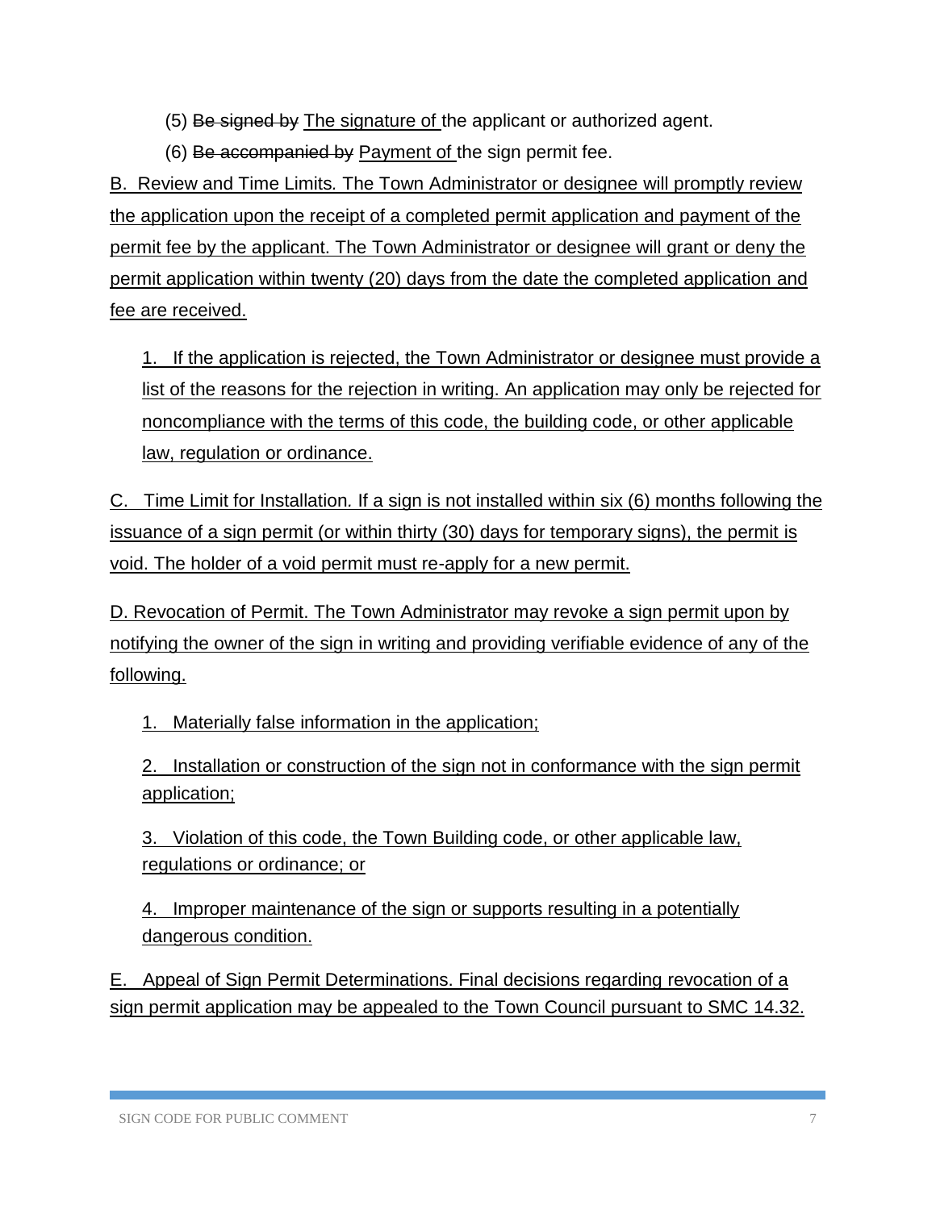(5) ~~Be signed by~~ <u>The signature of</u> the applicant or authorized agent.

(6) ~~Be accompanied by~~ <u>Payment of</u> the sign permit fee.

<u>B. Review and Time Limits. The Town Administrator or designee will promptly review the application upon the receipt of a completed permit application and payment of the permit fee by the applicant. The Town Administrator or designee will grant or deny the permit application within twenty (20) days from the date the completed application and fee are received.</u>

<u>1. If the application is rejected, the Town Administrator or designee must provide a list of the reasons for the rejection in writing. An application may only be rejected for noncompliance with the terms of this code, the building code, or other applicable law, regulation or ordinance.</u>

<u>C. Time Limit for Installation. If a sign is not installed within six (6) months following the issuance of a sign permit (or within thirty (30) days for temporary signs), the permit is void. The holder of a void permit must re-apply for a new permit.</u>

<u>D. Revocation of Permit. The Town Administrator may revoke a sign permit upon by notifying the owner of the sign in writing and providing verifiable evidence of any of the following.</u>

<u>1. Materially false information in the application;</u>

<u>2. Installation or construction of the sign not in conformance with the sign permit application;</u>

<u>3. Violation of this code, the Town Building code, or other applicable law, regulations or ordinance; or</u>

<u>4. Improper maintenance of the sign or supports resulting in a potentially dangerous condition.</u>

<u>E. Appeal of Sign Permit Determinations. Final decisions regarding revocation of a sign permit application may be appealed to the Town Council pursuant to SMC 14.32.</u>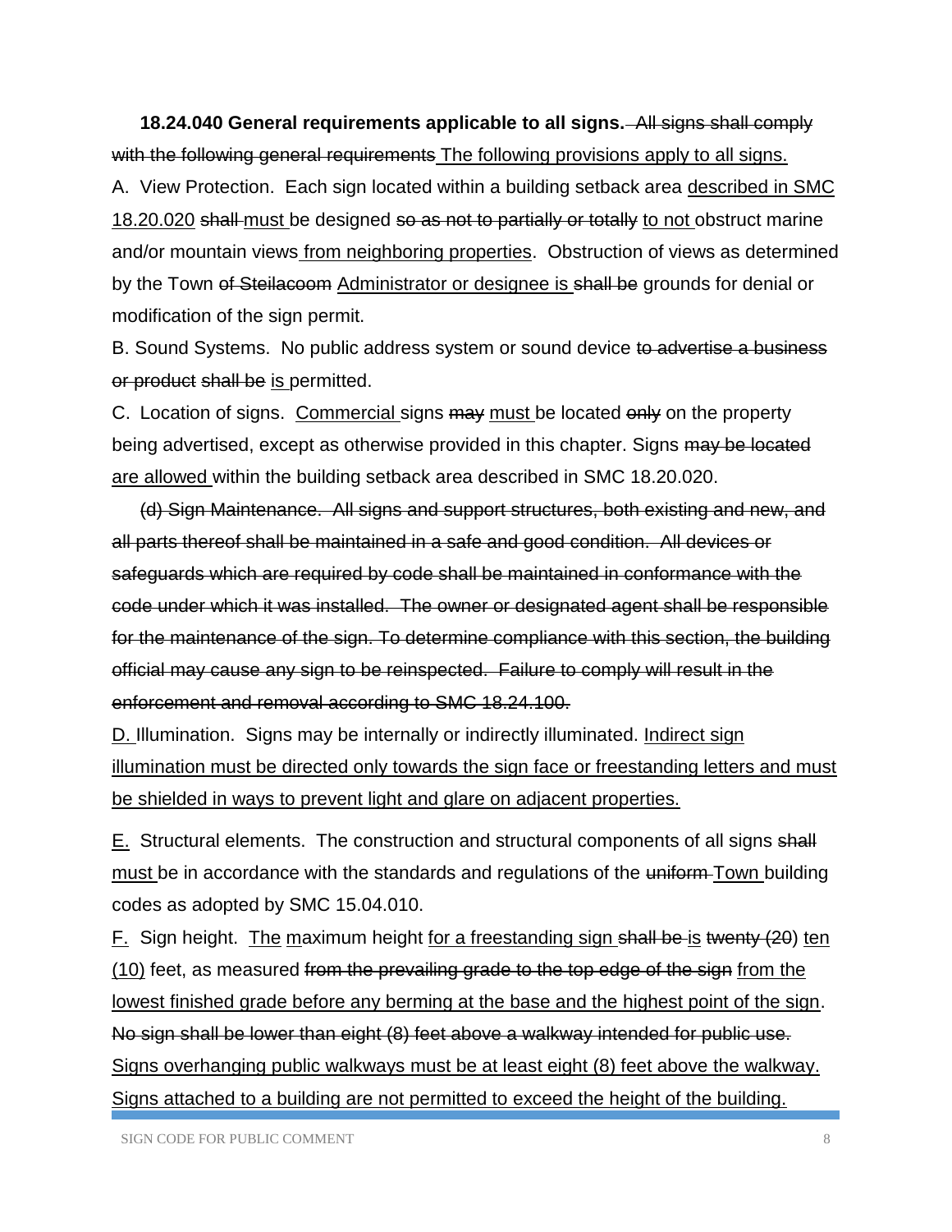**18.24.040 General requirements applicable to all signs.** ~~All signs shall comply with the following general requirements~~ <u>The following provisions apply to all signs.</u>

A. View Protection. Each sign located within a building setback area <u>described in SMC 18.20.020</u> ~~shall~~ <u>must</u> be designed ~~so as not to partially or totally~~ <u>to not</u> obstruct marine and/or mountain views <u>from neighboring properties</u>. Obstruction of views as determined by the Town ~~of Steilacoom~~ <u>Administrator or designee is</u> ~~shall be~~ grounds for denial or modification of the sign permit.

B. Sound Systems. No public address system or sound device ~~to advertise a business or product~~ ~~shall be~~ <u>is</u> permitted.

C. Location of signs. <u>Commercial</u> signs ~~may~~ <u>must</u> be located ~~only~~ on the property being advertised, except as otherwise provided in this chapter. Signs ~~may be located~~ <u>are allowed</u> within the building setback area described in SMC 18.20.020.

~~(d) Sign Maintenance. All signs and support structures, both existing and new, and all parts thereof shall be maintained in a safe and good condition. All devices or safeguards which are required by code shall be maintained in conformance with the code under which it was installed. The owner or designated agent shall be responsible for the maintenance of the sign. To determine compliance with this section, the building official may cause any sign to be reinspected. Failure to comply will result in the enforcement and removal according to SMC 18.24.100.~~

<u>D.</u> Illumination. Signs may be internally or indirectly illuminated. <u>Indirect sign illumination must be directed only towards the sign face or freestanding letters and must be shielded in ways to prevent light and glare on adjacent properties.</u>

<u>E.</u> Structural elements. The construction and structural components of all signs ~~shall~~ <u>must</u> be in accordance with the standards and regulations of the ~~uniform~~ <u>Town</u> building codes as adopted by SMC 15.04.010.

<u>F.</u> Sign height. <u>The</u> <u>m</u>aximum height <u>for a freestanding sign</u> ~~shall be~~ <u>is</u> ~~twenty (20)~~ <u>ten (10)</u> feet, as measured ~~from the prevailing grade to the top edge of the sign~~ <u>from the lowest finished grade before any berming at the base and the highest point of the sign</u>. ~~No sign shall be lower than eight (8) feet above a walkway intended for public use.~~ <u>Signs overhanging public walkways must be at least eight (8) feet above the walkway. Signs attached to a building are not permitted to exceed the height of the building.</u>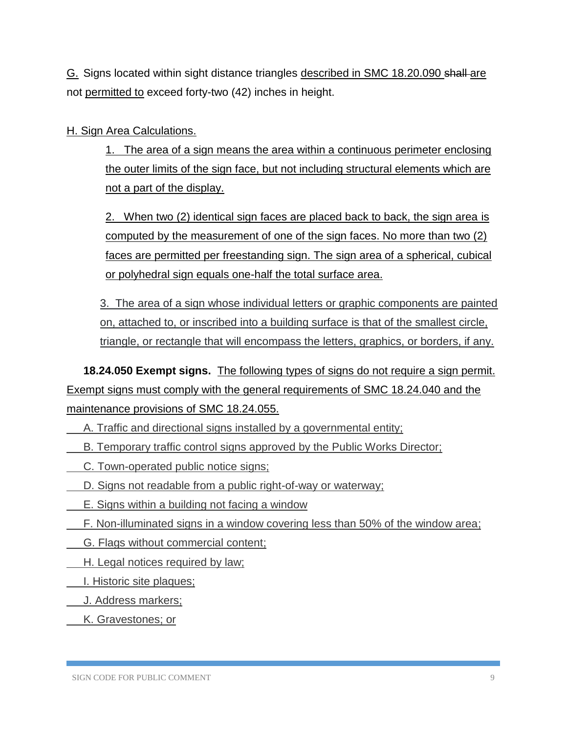G. Signs located within sight distance triangles described in SMC 18.20.090 shall are not permitted to exceed forty-two (42) inches in height.

H. Sign Area Calculations.

1. The area of a sign means the area within a continuous perimeter enclosing the outer limits of the sign face, but not including structural elements which are not a part of the display.

2. When two (2) identical sign faces are placed back to back, the sign area is computed by the measurement of one of the sign faces. No more than two (2) faces are permitted per freestanding sign. The sign area of a spherical, cubical or polyhedral sign equals one-half the total surface area.

3. The area of a sign whose individual letters or graphic components are painted on, attached to, or inscribed into a building surface is that of the smallest circle, triangle, or rectangle that will encompass the letters, graphics, or borders, if any.

**18.24.050 Exempt signs.** The following types of signs do not require a sign permit. Exempt signs must comply with the general requirements of SMC 18.24.040 and the maintenance provisions of SMC 18.24.055.

A. Traffic and directional signs installed by a governmental entity;

B. Temporary traffic control signs approved by the Public Works Director;

C. Town-operated public notice signs;

D. Signs not readable from a public right-of-way or waterway;

E. Signs within a building not facing a window

F. Non-illuminated signs in a window covering less than 50% of the window area;

G. Flags without commercial content;

H. Legal notices required by law;

I. Historic site plaques;

J. Address markers;

K. Gravestones; or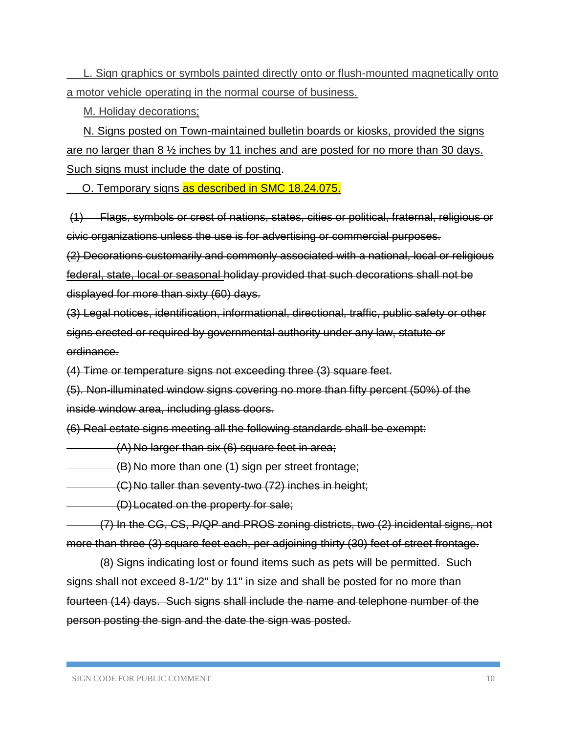L. Sign graphics or symbols painted directly onto or flush-mounted magnetically onto a motor vehicle operating in the normal course of business.

M. Holiday decorations;

N. Signs posted on Town-maintained bulletin boards or kiosks, provided the signs are no larger than 8 ½ inches by 11 inches and are posted for no more than 30 days. Such signs must include the date of posting.

O. Temporary signs as described in SMC 18.24.075.

~~(1) Flags, symbols or crest of nations, states, cities or political, fraternal, religious or civic organizations unless the use is for advertising or commercial purposes.~~

~~(2) Decorations customarily and commonly associated with a national, local or religious federal, state, local or seasonal holiday provided that such decorations shall not be displayed for more than sixty (60) days.~~

~~(3) Legal notices, identification, informational, directional, traffic, public safety or other signs erected or required by governmental authority under any law, statute or ordinance.~~

~~(4) Time or temperature signs not exceeding three (3) square feet.~~

~~(5). Non-illuminated window signs covering no more than fifty percent (50%) of the inside window area, including glass doors.~~

~~(6) Real estate signs meeting all the following standards shall be exempt:~~

~~(A) No larger than six (6) square feet in area;~~

~~(B) No more than one (1) sign per street frontage;~~

~~(C) No taller than seventy-two (72) inches in height;~~

~~(D) Located on the property for sale;~~

~~(7) In the CG, CS, P/QP and PROS zoning districts, two (2) incidental signs, not more than three (3) square feet each, per adjoining thirty (30) feet of street frontage.~~

~~(8) Signs indicating lost or found items such as pets will be permitted. Such signs shall not exceed 8-1/2" by 11" in size and shall be posted for no more than fourteen (14) days. Such signs shall include the name and telephone number of the person posting the sign and the date the sign was posted.~~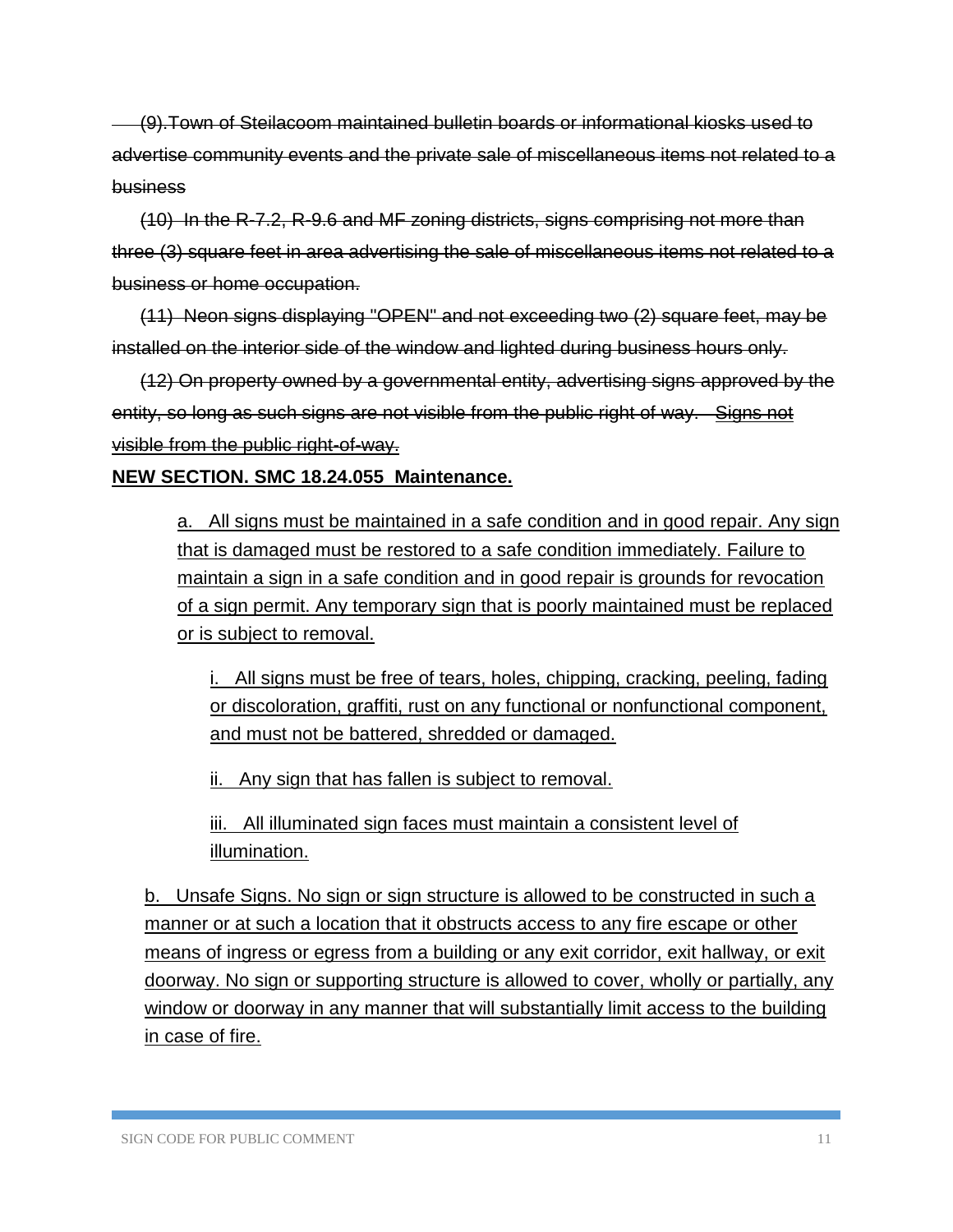~~(9).Town of Steilacoom maintained bulletin boards or informational kiosks used to advertise community events and the private sale of miscellaneous items not related to a business~~

~~(10) In the R-7.2, R-9.6 and MF zoning districts, signs comprising not more than three (3) square feet in area advertising the sale of miscellaneous items not related to a business or home occupation.~~

~~(11) Neon signs displaying "OPEN" and not exceeding two (2) square feet, may be installed on the interior side of the window and lighted during business hours only.~~

~~(12) On property owned by a governmental entity, advertising signs approved by the entity, so long as such signs are not visible from the public right of way.~~ ~~<u>Signs not visible from the public right-of-way.</u>~~

**<u>NEW SECTION. SMC 18.24.055 Maintenance.</u>**

<u>a. All signs must be maintained in a safe condition and in good repair. Any sign that is damaged must be restored to a safe condition immediately. Failure to maintain a sign in a safe condition and in good repair is grounds for revocation of a sign permit. Any temporary sign that is poorly maintained must be replaced or is subject to removal.</u>

<u>i. All signs must be free of tears, holes, chipping, cracking, peeling, fading or discoloration, graffiti, rust on any functional or nonfunctional component, and must not be battered, shredded or damaged.</u>

<u>ii. Any sign that has fallen is subject to removal.</u>

<u>iii. All illuminated sign faces must maintain a consistent level of illumination.</u>

<u>b. Unsafe Signs. No sign or sign structure is allowed to be constructed in such a manner or at such a location that it obstructs access to any fire escape or other means of ingress or egress from a building or any exit corridor, exit hallway, or exit doorway. No sign or supporting structure is allowed to cover, wholly or partially, any window or doorway in any manner that will substantially limit access to the building in case of fire.</u>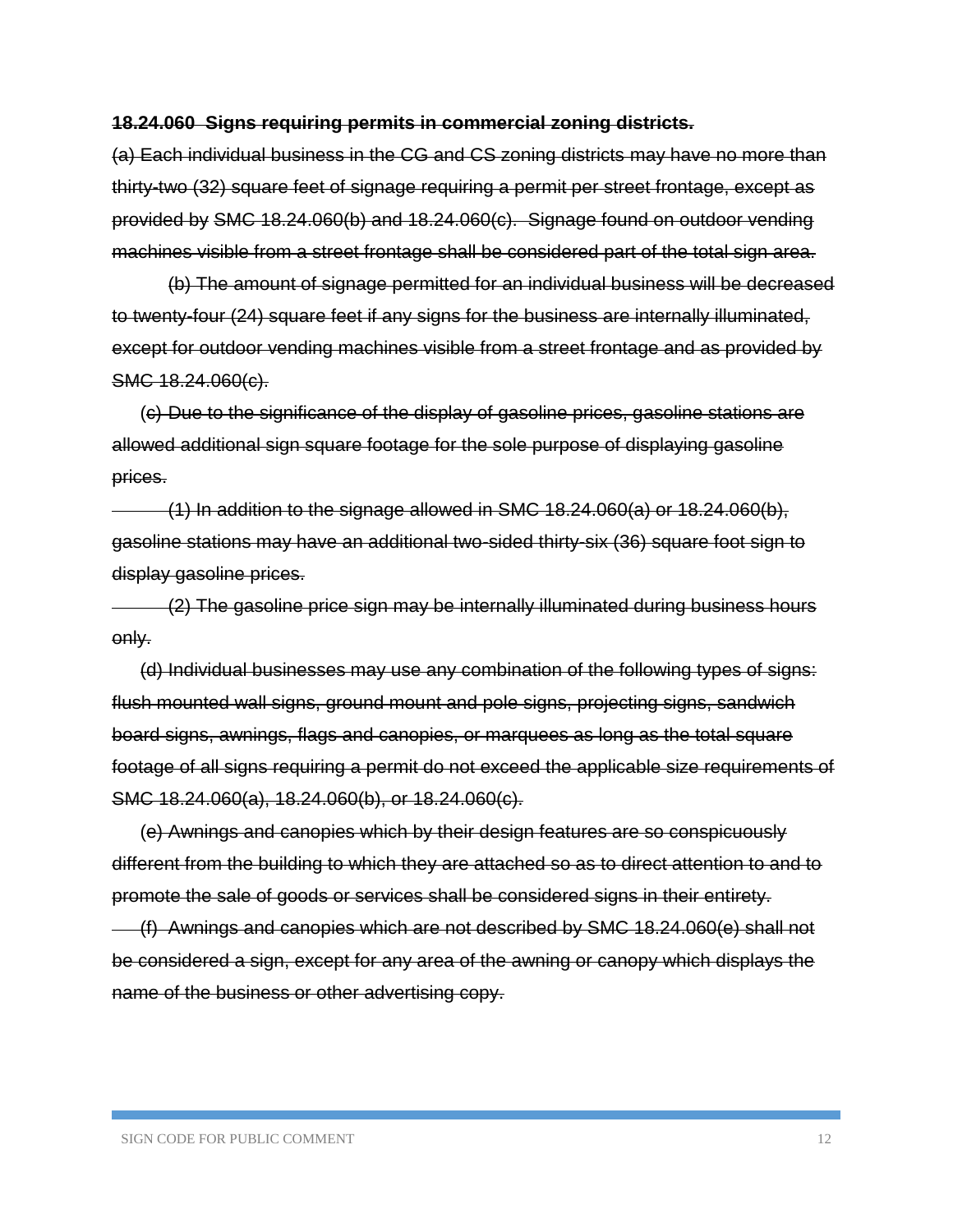~~**18.24.060 Signs requiring permits in commercial zoning districts.**~~

~~(a) Each individual business in the CG and CS zoning districts may have no more than thirty-two (32) square feet of signage requiring a permit per street frontage, except as provided by SMC 18.24.060(b) and 18.24.060(c). Signage found on outdoor vending machines visible from a street frontage shall be considered part of the total sign area.~~

~~(b) The amount of signage permitted for an individual business will be decreased to twenty-four (24) square feet if any signs for the business are internally illuminated, except for outdoor vending machines visible from a street frontage and as provided by SMC 18.24.060(c).~~

~~(c) Due to the significance of the display of gasoline prices, gasoline stations are allowed additional sign square footage for the sole purpose of displaying gasoline prices.~~

~~(1) In addition to the signage allowed in SMC 18.24.060(a) or 18.24.060(b), gasoline stations may have an additional two-sided thirty-six (36) square foot sign to display gasoline prices.~~

~~(2) The gasoline price sign may be internally illuminated during business hours only.~~

~~(d) Individual businesses may use any combination of the following types of signs: flush mounted wall signs, ground mount and pole signs, projecting signs, sandwich board signs, awnings, flags and canopies, or marquees as long as the total square footage of all signs requiring a permit do not exceed the applicable size requirements of SMC 18.24.060(a), 18.24.060(b), or 18.24.060(c).~~

~~(e) Awnings and canopies which by their design features are so conspicuously different from the building to which they are attached so as to direct attention to and to promote the sale of goods or services shall be considered signs in their entirety.~~

~~(f) Awnings and canopies which are not described by SMC 18.24.060(e) shall not be considered a sign, except for any area of the awning or canopy which displays the name of the business or other advertising copy.~~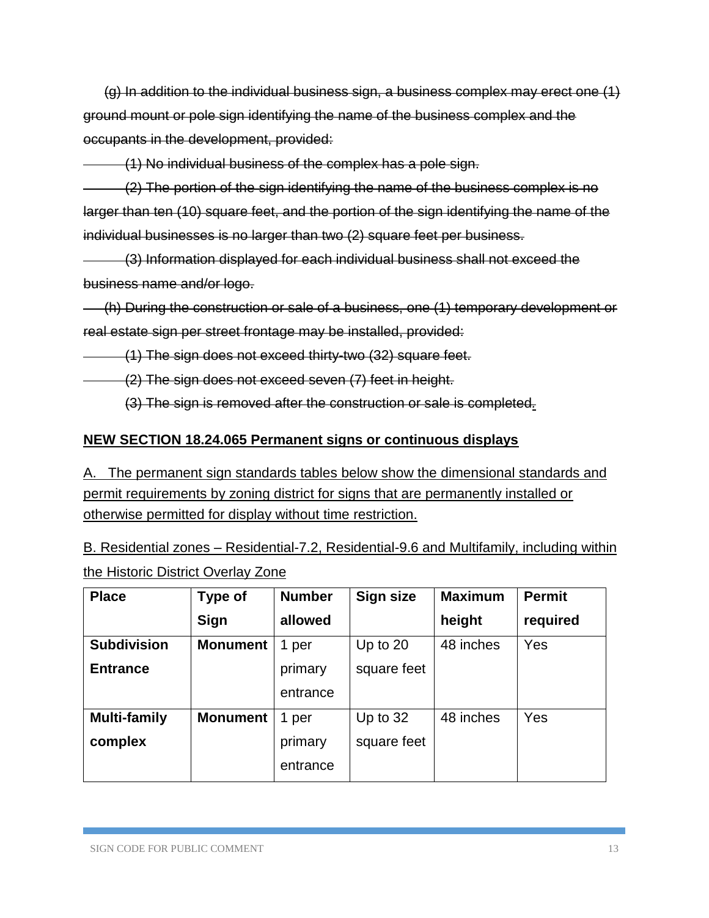~~(g) In addition to the individual business sign, a business complex may erect one (1) ground mount or pole sign identifying the name of the business complex and the occupants in the development, provided:~~

~~(1) No individual business of the complex has a pole sign.~~

~~(2) The portion of the sign identifying the name of the business complex is no larger than ten (10) square feet, and the portion of the sign identifying the name of the individual businesses is no larger than two (2) square feet per business.~~

~~(3) Information displayed for each individual business shall not exceed the business name and/or logo.~~

~~(h) During the construction or sale of a business, one (1) temporary development or real estate sign per street frontage may be installed, provided:~~

~~(1) The sign does not exceed thirty-two (32) square feet.~~

~~(2) The sign does not exceed seven (7) feet in height.~~

~~(3) The sign is removed after the construction or sale is completed.~~

**<u>NEW SECTION 18.24.065 Permanent signs or continuous displays</u>**

<u>A. The permanent sign standards tables below show the dimensional standards and permit requirements by zoning district for signs that are permanently installed or otherwise permitted for display without time restriction.</u>

<u>B. Residential zones – Residential-7.2, Residential-9.6 and Multifamily, including within the Historic District Overlay Zone</u>

| Place | Type of Sign | Number allowed | Sign size | Maximum height | Permit required |
|---|---|---|---|---|---|
| **Subdivision Entrance** | **Monument** | 1 per primary entrance | Up to 20 square feet | 48 inches | Yes |
| **Multi-family complex** | **Monument** | 1 per primary entrance | Up to 32 square feet | 48 inches | Yes |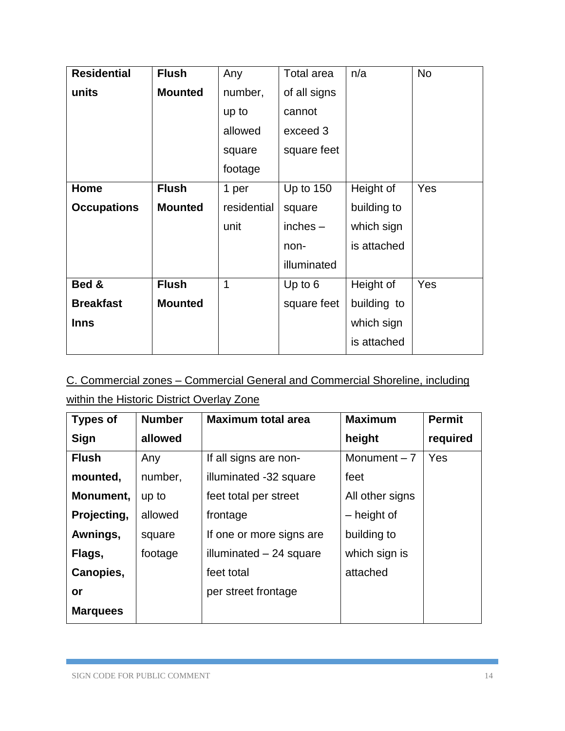| Residential units | Flush Mounted | Any number, up to allowed square footage | Total area of all signs cannot exceed 3 square feet | n/a | No |
|---|---|---|---|---|---|
| **Home Occupations** | **Flush Mounted** | 1 per residential unit | Up to 150 square inches – non-illuminated | Height of building to which sign is attached | Yes |
| **Bed & Breakfast Inns** | **Flush Mounted** | 1 | Up to 6 square feet | Height of building to which sign is attached | Yes |

C. Commercial zones – Commercial General and Commercial Shoreline, including within the Historic District Overlay Zone

| Types of Sign | Number allowed | Maximum total area | Maximum height | Permit required |
|---|---|---|---|---|
| **Flush mounted, Monument, Projecting, Awnings, Flags, Canopies, or Marquees** | Any number, up to allowed square footage | If all signs are non-illuminated -32 square feet total per street frontage<br>If one or more signs are illuminated – 24 square feet total per street frontage | Monument – 7 feet<br>All other signs – height of building to which sign is attached | Yes |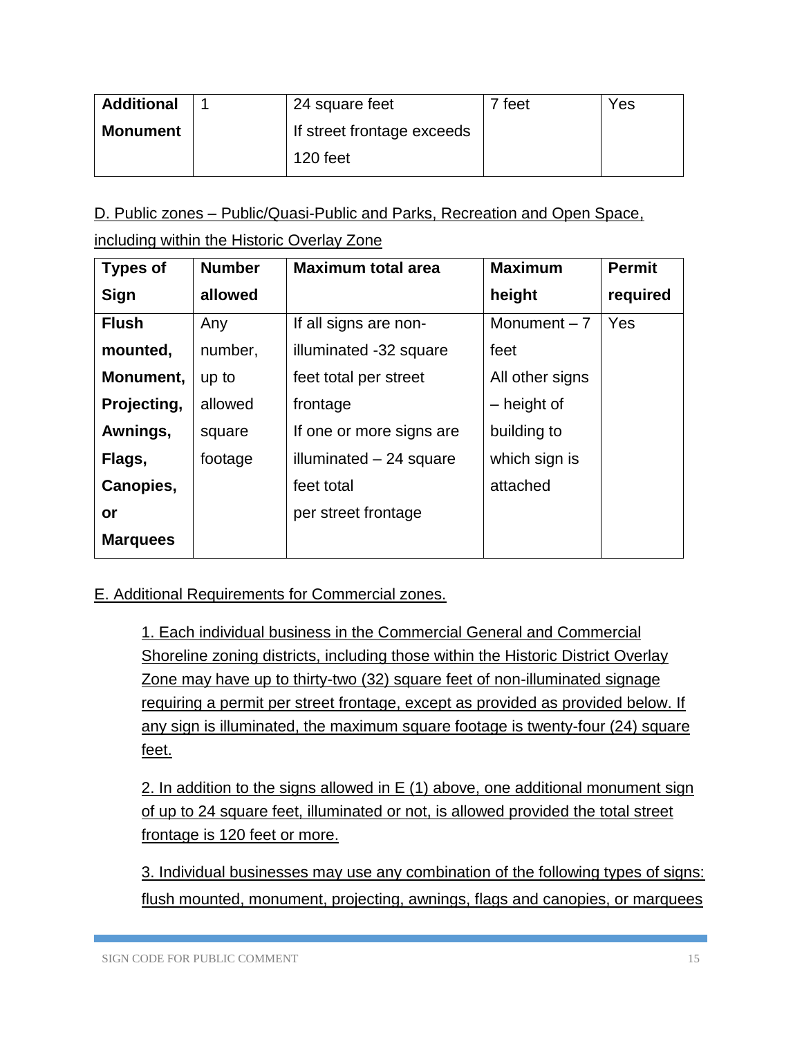| Additional Monument | 1 | 24 square feet If street frontage exceeds 120 feet | 7 feet | Yes |
|---|---|---|---|---|

D. Public zones – Public/Quasi-Public and Parks, Recreation and Open Space, including within the Historic Overlay Zone

| Types of Sign | Number allowed | Maximum total area | Maximum height | Permit required |
|---|---|---|---|---|
| **Flush mounted, Monument, Projecting, Awnings, Flags, Canopies, or Marquees** | Any number, up to allowed square footage | If all signs are non-illuminated -32 square feet total per street frontage<br>If one or more signs are illuminated – 24 square feet total per street frontage | Monument – 7 feet<br>All other signs – height of building to which sign is attached | Yes |

E. Additional Requirements for Commercial zones.

1. Each individual business in the Commercial General and Commercial Shoreline zoning districts, including those within the Historic District Overlay Zone may have up to thirty-two (32) square feet of non-illuminated signage requiring a permit per street frontage, except as provided as provided below. If any sign is illuminated, the maximum square footage is twenty-four (24) square feet.

2. In addition to the signs allowed in E (1) above, one additional monument sign of up to 24 square feet, illuminated or not, is allowed provided the total street frontage is 120 feet or more.

3. Individual businesses may use any combination of the following types of signs: flush mounted, monument, projecting, awnings, flags and canopies, or marquees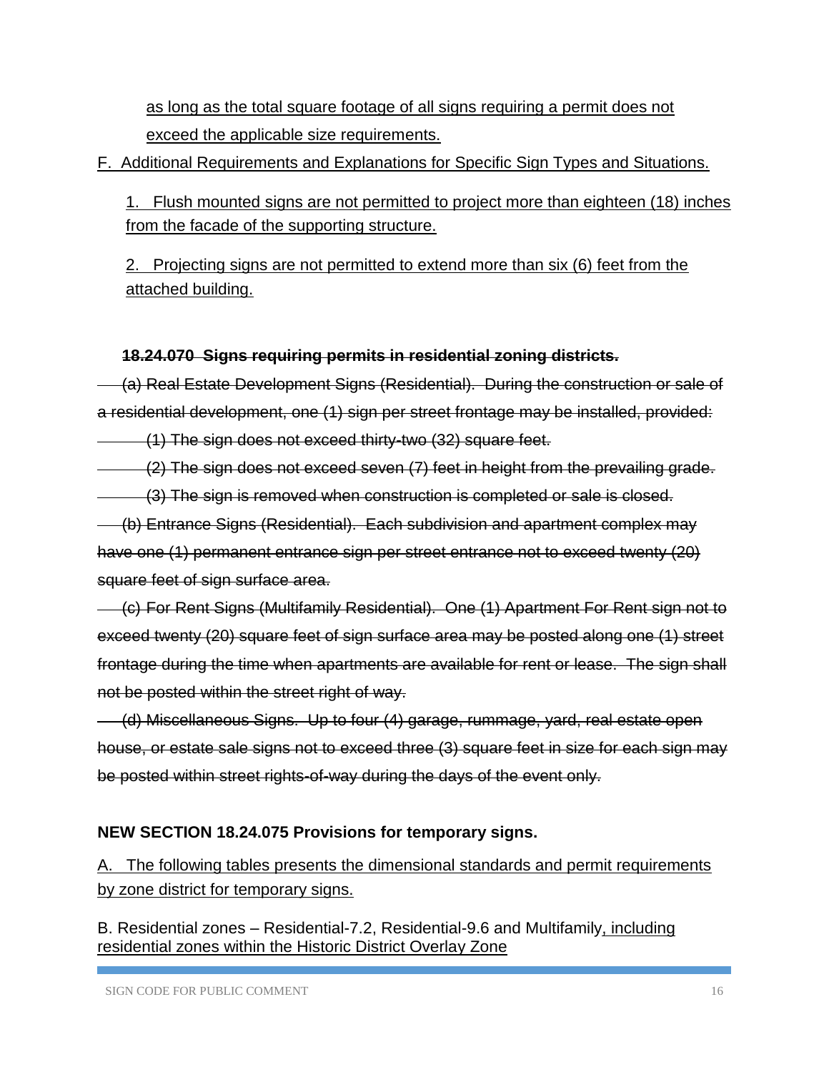as long as the total square footage of all signs requiring a permit does not exceed the applicable size requirements.

F. Additional Requirements and Explanations for Specific Sign Types and Situations.

1. Flush mounted signs are not permitted to project more than eighteen (18) inches from the facade of the supporting structure.

2. Projecting signs are not permitted to extend more than six (6) feet from the attached building.

~~**18.24.070 Signs requiring permits in residential zoning districts.**~~

~~(a) Real Estate Development Signs (Residential). During the construction or sale of a residential development, one (1) sign per street frontage may be installed, provided:~~

~~(1) The sign does not exceed thirty-two (32) square feet.~~

~~(2) The sign does not exceed seven (7) feet in height from the prevailing grade.~~

~~(3) The sign is removed when construction is completed or sale is closed.~~

~~(b) Entrance Signs (Residential). Each subdivision and apartment complex may have one (1) permanent entrance sign per street entrance not to exceed twenty (20) square feet of sign surface area.~~

~~(c) For Rent Signs (Multifamily Residential). One (1) Apartment For Rent sign not to exceed twenty (20) square feet of sign surface area may be posted along one (1) street frontage during the time when apartments are available for rent or lease. The sign shall not be posted within the street right of way.~~

~~(d) Miscellaneous Signs. Up to four (4) garage, rummage, yard, real estate open house, or estate sale signs not to exceed three (3) square feet in size for each sign may be posted within street rights-of-way during the days of the event only.~~

**NEW SECTION 18.24.075 Provisions for temporary signs.**

A. The following tables presents the dimensional standards and permit requirements by zone district for temporary signs.

B. Residential zones – Residential-7.2, Residential-9.6 and Multifamily, including residential zones within the Historic District Overlay Zone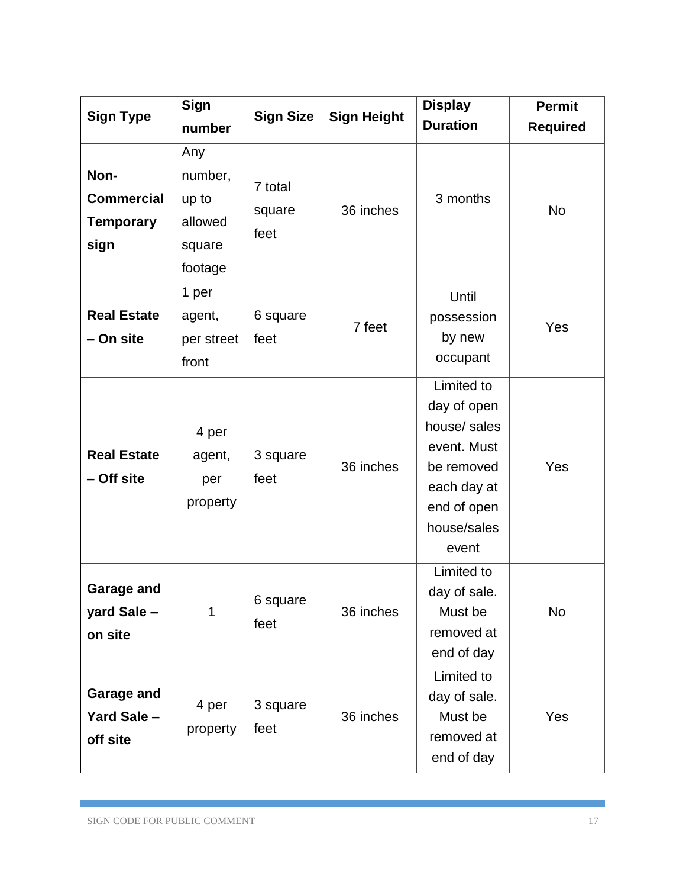| Sign Type | Sign number | Sign Size | Sign Height | Display Duration | Permit Required |
|---|---|---|---|---|---|
| **Non-Commercial Temporary sign** | Any number, up to allowed square footage | 7 total square feet | 36 inches | 3 months | No |
| **Real Estate – On site** | 1 per agent, per street front | 6 square feet | 7 feet | Until possession by new occupant | Yes |
| **Real Estate – Off site** | 4 per agent, per property | 3 square feet | 36 inches | Limited to day of open house/ sales event. Must be removed each day at end of open house/sales event | Yes |
| **Garage and yard Sale – on site** | 1 | 6 square feet | 36 inches | Limited to day of sale. Must be removed at end of day | No |
| **Garage and Yard Sale – off site** | 4 per property | 3 square feet | 36 inches | Limited to day of sale. Must be removed at end of day | Yes |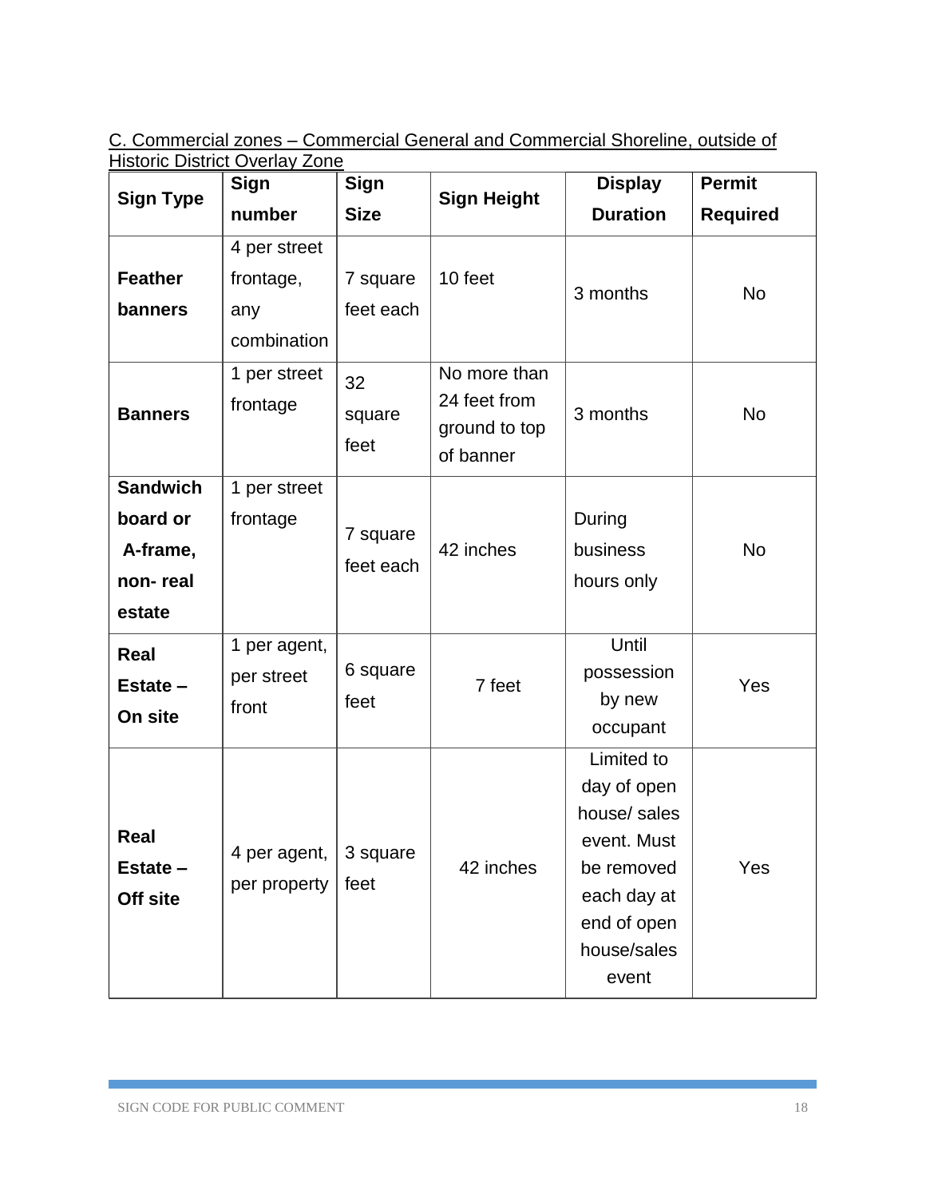C. Commercial zones – Commercial General and Commercial Shoreline, outside of Historic District Overlay Zone

| Sign Type | Sign number | Sign Size | Sign Height | Display Duration | Permit Required |
|---|---|---|---|---|---|
| **Feather banners** | 4 per street frontage, any combination | 7 square feet each | 10 feet | 3 months | No |
| **Banners** | 1 per street frontage | 32 square feet | No more than 24 feet from ground to top of banner | 3 months | No |
| **Sandwich board or A-frame, non- real estate** | 1 per street frontage | 7 square feet each | 42 inches | During business hours only | No |
| **Real Estate – On site** | 1 per agent, per street front | 6 square feet | 7 feet | Until possession by new occupant | Yes |
| **Real Estate – Off site** | 4 per agent, per property | 3 square feet | 42 inches | Limited to day of open house/ sales event. Must be removed each day at end of open house/sales event | Yes |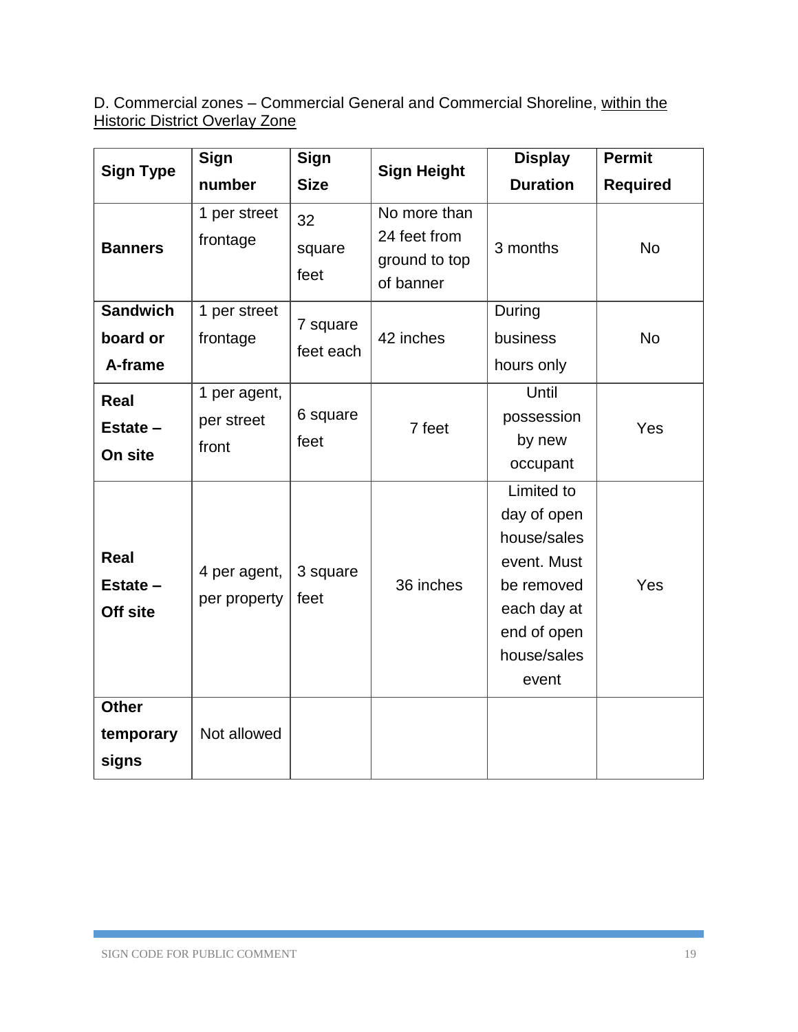D. Commercial zones – Commercial General and Commercial Shoreline, <u>within the Historic District Overlay Zone</u>

| Sign Type | Sign number | Sign Size | Sign Height | Display Duration | Permit Required |
|---|---|---|---|---|---|
| **Banners** | 1 per street frontage | 32 square feet | No more than 24 feet from ground to top of banner | 3 months | No |
| **Sandwich board or A-frame** | 1 per street frontage | 7 square feet each | 42 inches | During business hours only | No |
| **Real Estate – On site** | 1 per agent, per street front | 6 square feet | 7 feet | Until possession by new occupant | Yes |
| **Real Estate – Off site** | 4 per agent, per property | 3 square feet | 36 inches | Limited to day of open house/sales event. Must be removed each day at end of open house/sales event | Yes |
| **Other temporary signs** | Not allowed | | | | |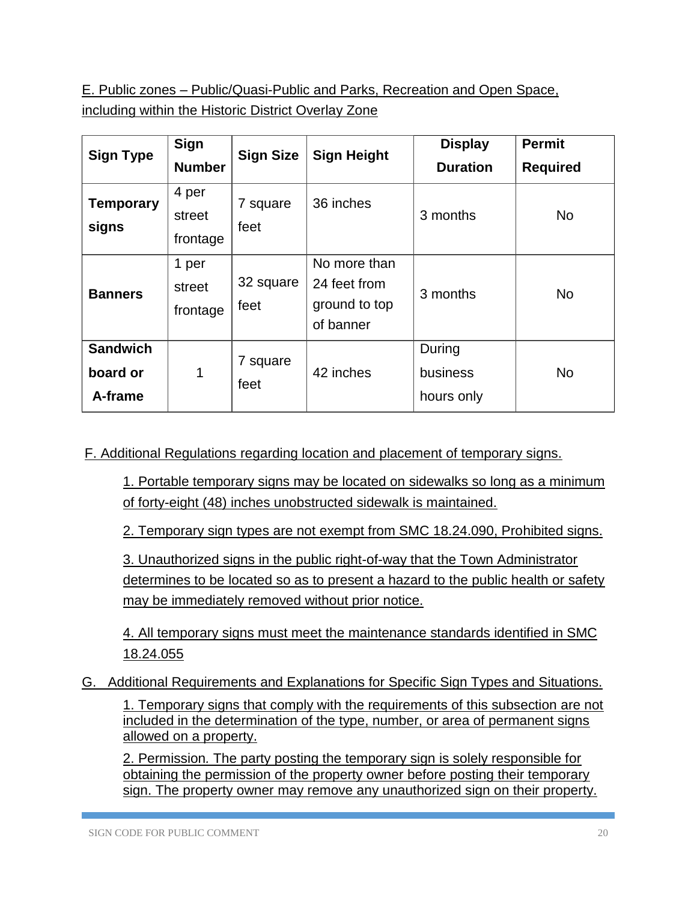E. Public zones – Public/Quasi-Public and Parks, Recreation and Open Space, including within the Historic District Overlay Zone

| Sign Type | Sign Number | Sign Size | Sign Height | Display Duration | Permit Required |
|---|---|---|---|---|---|
| **Temporary signs** | 4 per street frontage | 7 square feet | 36 inches | 3 months | No |
| **Banners** | 1 per street frontage | 32 square feet | No more than 24 feet from ground to top of banner | 3 months | No |
| **Sandwich board or A-frame** | 1 | 7 square feet | 42 inches | During business hours only | No |

F. Additional Regulations regarding location and placement of temporary signs.

1. Portable temporary signs may be located on sidewalks so long as a minimum of forty-eight (48) inches unobstructed sidewalk is maintained.

2. Temporary sign types are not exempt from SMC 18.24.090, Prohibited signs.

3. Unauthorized signs in the public right-of-way that the Town Administrator determines to be located so as to present a hazard to the public health or safety may be immediately removed without prior notice.

4. All temporary signs must meet the maintenance standards identified in SMC 18.24.055

G. Additional Requirements and Explanations for Specific Sign Types and Situations.

1. Temporary signs that comply with the requirements of this subsection are not included in the determination of the type, number, or area of permanent signs allowed on a property.

2. Permission. The party posting the temporary sign is solely responsible for obtaining the permission of the property owner before posting their temporary sign. The property owner may remove any unauthorized sign on their property.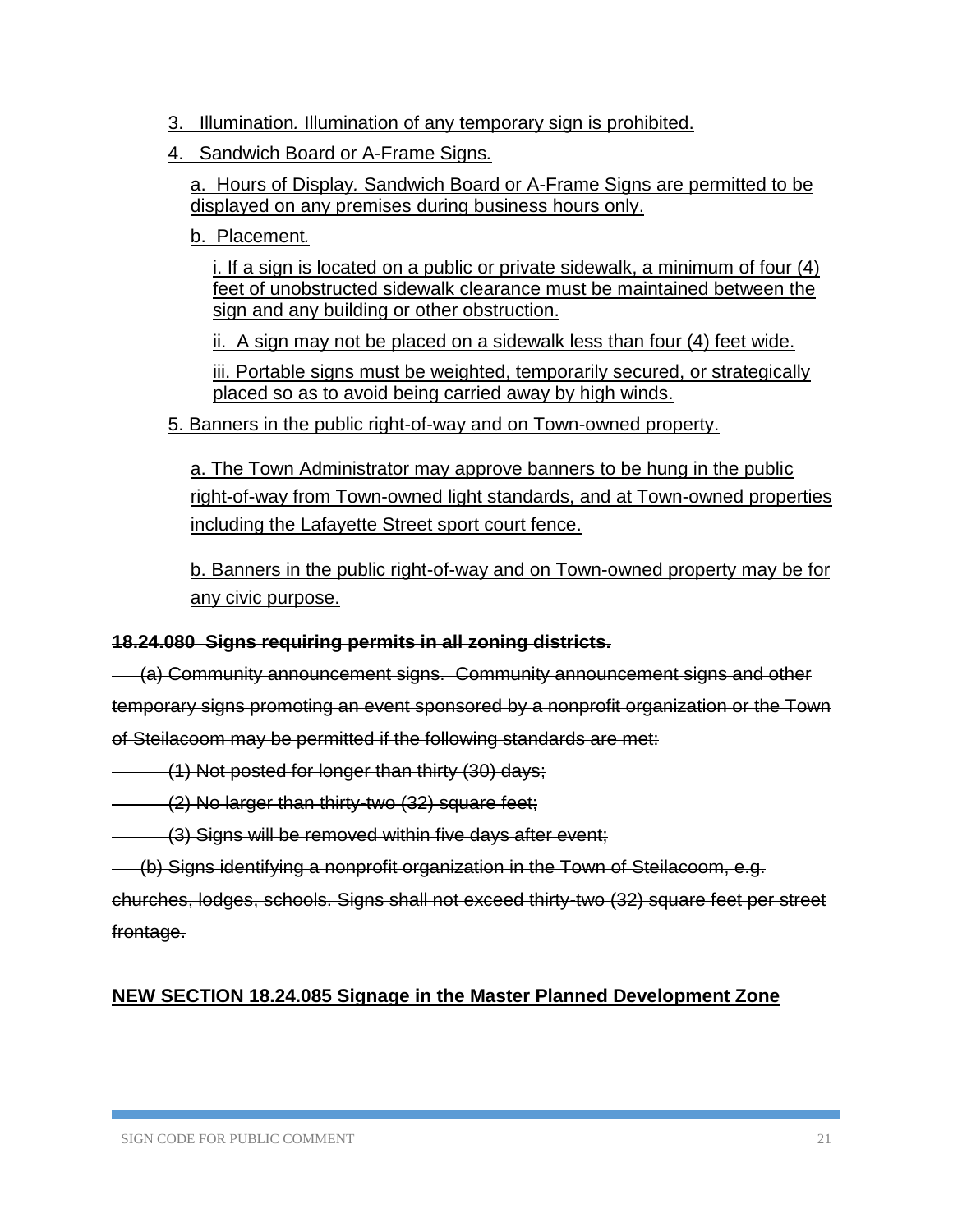3. Illumination*.* Illumination of any temporary sign is prohibited.

4. Sandwich Board or A-Frame Signs*.*

a. Hours of Display*.* Sandwich Board or A-Frame Signs are permitted to be displayed on any premises during business hours only.

b. Placement*.*

i. If a sign is located on a public or private sidewalk, a minimum of four (4) feet of unobstructed sidewalk clearance must be maintained between the sign and any building or other obstruction.

ii. A sign may not be placed on a sidewalk less than four (4) feet wide.

iii. Portable signs must be weighted, temporarily secured, or strategically placed so as to avoid being carried away by high winds.

5. Banners in the public right-of-way and on Town-owned property.

a. The Town Administrator may approve banners to be hung in the public right-of-way from Town-owned light standards, and at Town-owned properties including the Lafayette Street sport court fence.

b. Banners in the public right-of-way and on Town-owned property may be for any civic purpose.

~~**18.24.080 Signs requiring permits in all zoning districts.**~~

~~(a) Community announcement signs. Community announcement signs and other temporary signs promoting an event sponsored by a nonprofit organization or the Town of Steilacoom may be permitted if the following standards are met:~~

~~(1) Not posted for longer than thirty (30) days;~~

~~(2) No larger than thirty-two (32) square feet;~~

~~(3) Signs will be removed within five days after event;~~

~~(b) Signs identifying a nonprofit organization in the Town of Steilacoom, e.g. churches, lodges, schools. Signs shall not exceed thirty-two (32) square feet per street frontage.~~

**NEW SECTION 18.24.085 Signage in the Master Planned Development Zone**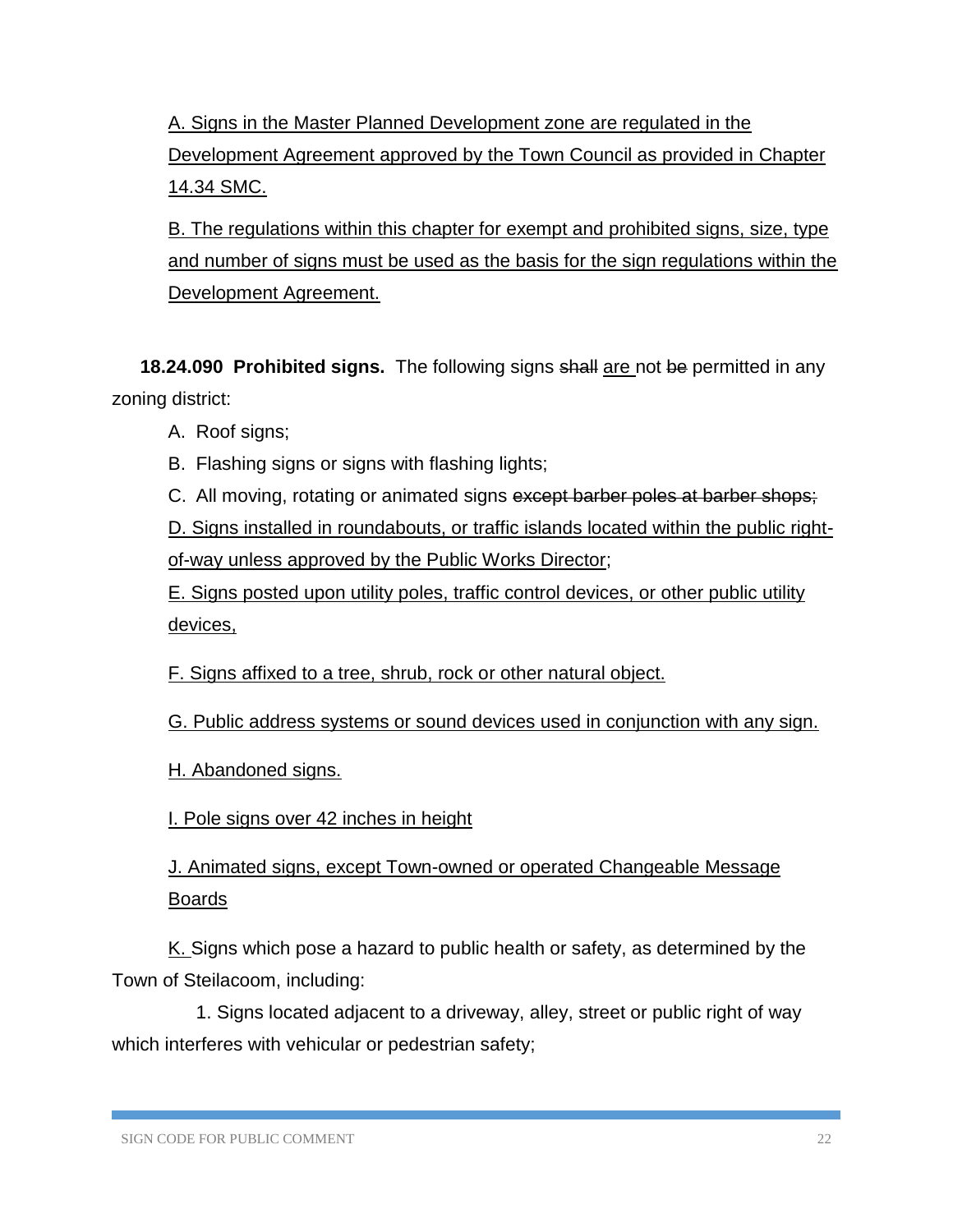A. Signs in the Master Planned Development zone are regulated in the Development Agreement approved by the Town Council as provided in Chapter 14.34 SMC.

B. The regulations within this chapter for exempt and prohibited signs, size, type and number of signs must be used as the basis for the sign regulations within the Development Agreement.

**18.24.090 Prohibited signs.** The following signs ~~shall~~ are not ~~be~~ permitted in any zoning district:

A. Roof signs;

B. Flashing signs or signs with flashing lights;

C. All moving, rotating or animated signs ~~except barber poles at barber shops;~~

D. Signs installed in roundabouts, or traffic islands located within the public right-of-way unless approved by the Public Works Director;

E. Signs posted upon utility poles, traffic control devices, or other public utility devices,

F. Signs affixed to a tree, shrub, rock or other natural object.

G. Public address systems or sound devices used in conjunction with any sign.

H. Abandoned signs.

I. Pole signs over 42 inches in height

J. Animated signs, except Town-owned or operated Changeable Message Boards

K. Signs which pose a hazard to public health or safety, as determined by the Town of Steilacoom, including:

1. Signs located adjacent to a driveway, alley, street or public right of way which interferes with vehicular or pedestrian safety;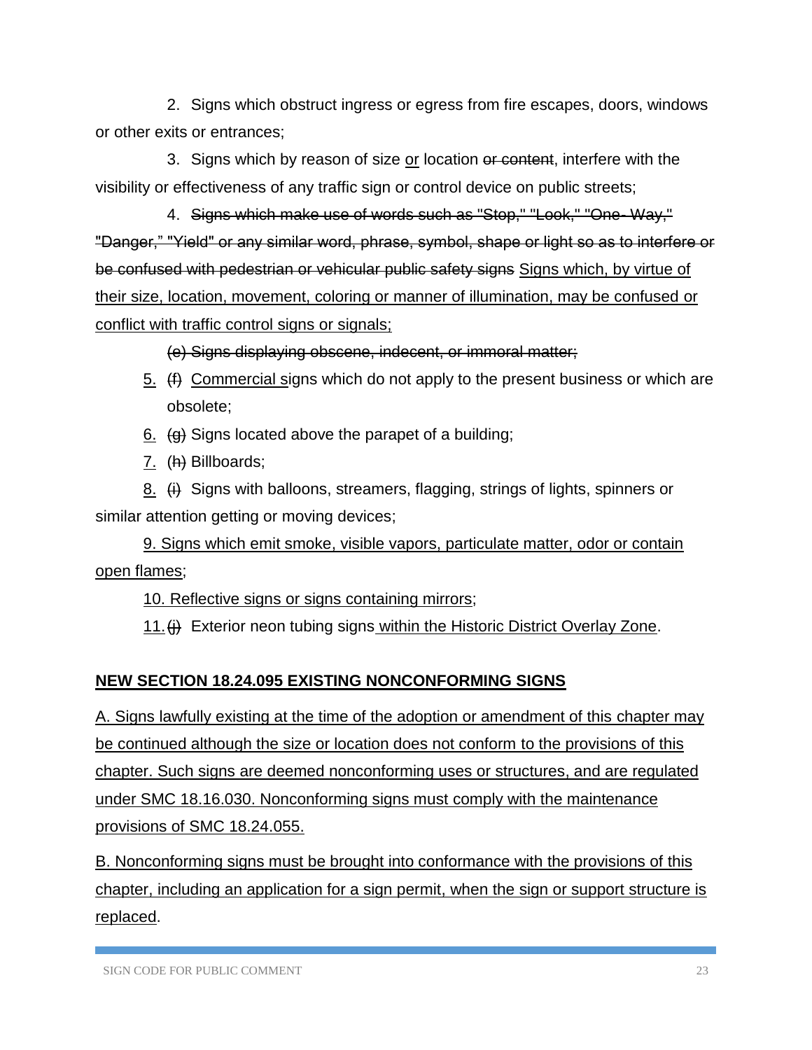2. Signs which obstruct ingress or egress from fire escapes, doors, windows or other exits or entrances;

3. Signs which by reason of size <u>or</u> location ~~or content~~, interfere with the visibility or effectiveness of any traffic sign or control device on public streets;

4. ~~Signs which make use of words such as "Stop," "Look," "One- Way," "Danger," "Yield" or any similar word, phrase, symbol, shape or light so as to interfere or be confused with pedestrian or vehicular public safety signs~~ <u>Signs which, by virtue of their size, location, movement, coloring or manner of illumination, may be confused or conflict with traffic control signs or signals;</u>

~~(e) Signs displaying obscene, indecent, or immoral matter;~~

<u>5.</u> ~~(f)~~ <u>Commercial s</u>igns which do not apply to the present business or which are obsolete;

<u>6.</u> ~~(g)~~ Signs located above the parapet of a building;

<u>7.</u> (~~h~~) Billboards;

<u>8.</u> ~~(i)~~ Signs with balloons, streamers, flagging, strings of lights, spinners or similar attention getting or moving devices;

<u>9. Signs which emit smoke, visible vapors, particulate matter, odor or contain open flames</u>;

<u>10. Reflective signs or signs containing mirrors</u>;

<u>11.</u> ~~(j)~~ Exterior neon tubing signs<u> within the Historic District Overlay Zone</u>.

## <u>NEW SECTION 18.24.095 EXISTING NONCONFORMING SIGNS</u>

<u>A. Signs lawfully existing at the time of the adoption or amendment of this chapter may be continued although the size or location does not conform to the provisions of this chapter. Such signs are deemed nonconforming uses or structures, and are regulated under SMC 18.16.030. Nonconforming signs must comply with the maintenance provisions of SMC 18.24.055.</u>

<u>B. Nonconforming signs must be brought into conformance with the provisions of this chapter, including an application for a sign permit, when the sign or support structure is replaced</u>.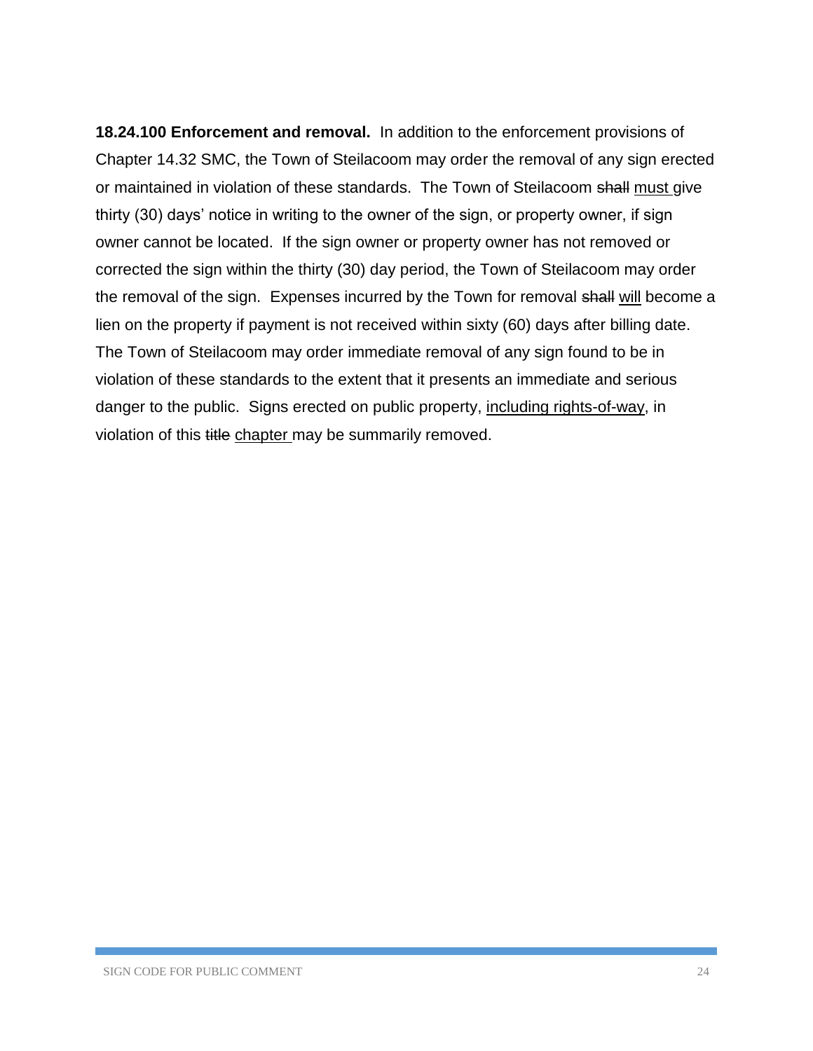**18.24.100 Enforcement and removal.** In addition to the enforcement provisions of Chapter 14.32 SMC, the Town of Steilacoom may order the removal of any sign erected or maintained in violation of these standards. The Town of Steilacoom ~~shall~~ <u>must</u> give thirty (30) days' notice in writing to the owner of the sign, or property owner, if sign owner cannot be located. If the sign owner or property owner has not removed or corrected the sign within the thirty (30) day period, the Town of Steilacoom may order the removal of the sign. Expenses incurred by the Town for removal ~~shall~~ <u>will</u> become a lien on the property if payment is not received within sixty (60) days after billing date. The Town of Steilacoom may order immediate removal of any sign found to be in violation of these standards to the extent that it presents an immediate and serious danger to the public. Signs erected on public property, <u>including rights-of-way</u>, in violation of this ~~title~~ <u>chapter</u> may be summarily removed.